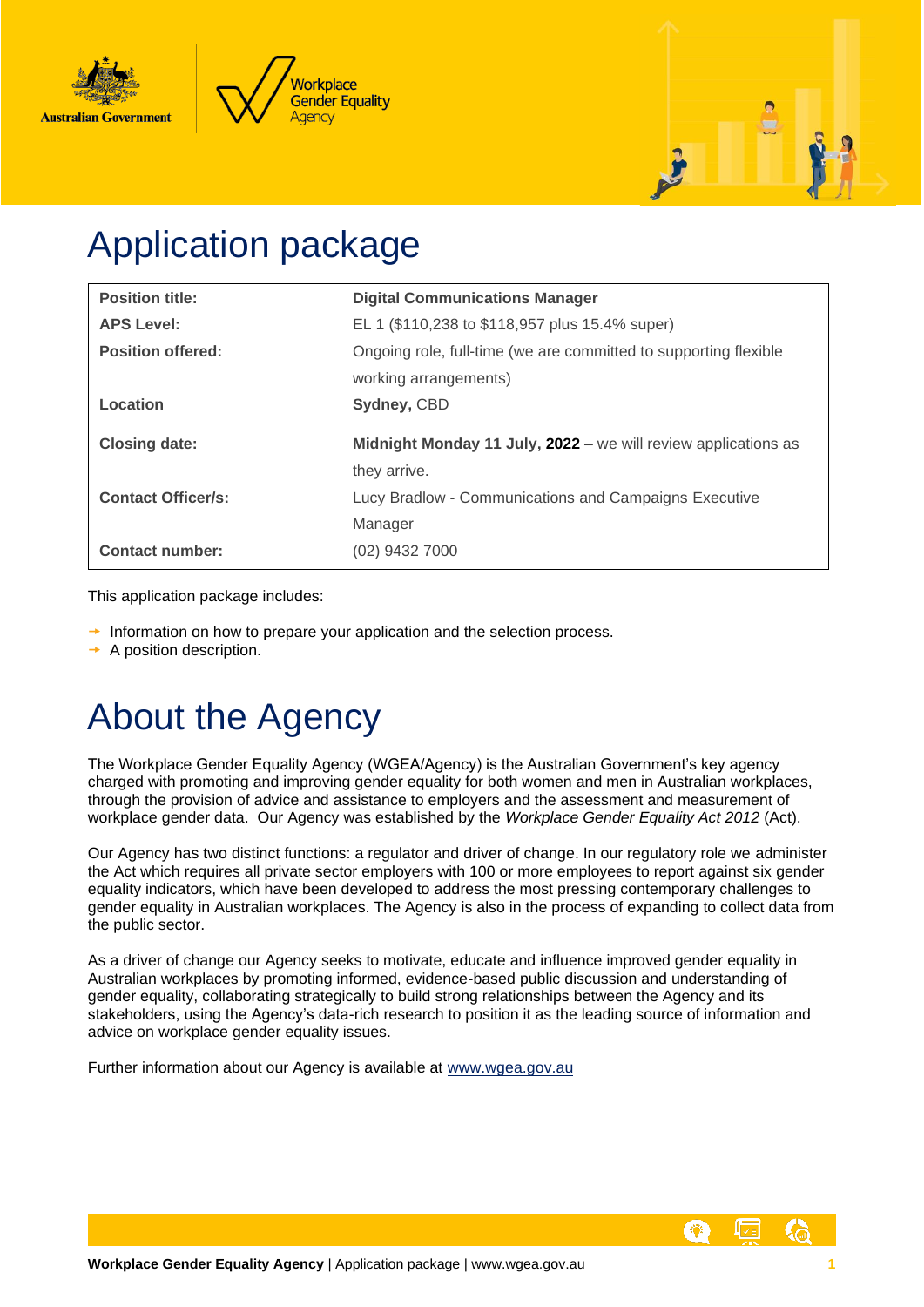# Application package

| Position title: | **Digital Communications Manager** |
|---|---|
| **APS Level:** | EL 1 ($110,238 to $118,957 plus 15.4% super) |
| **Position offered:** | Ongoing role, full-time (we are committed to supporting flexible working arrangements) |
| **Location** | **Sydney,** CBD |
| **Closing date:** | **Midnight Monday 11 July, 2022** – we will review applications as they arrive. |
| **Contact Officer/s:** | Lucy Bradlow - Communications and Campaigns Executive Manager |
| **Contact number:** | (02) 9432 7000 |

This application package includes:

- Information on how to prepare your application and the selection process.
- A position description.

# About the Agency

The Workplace Gender Equality Agency (WGEA/Agency) is the Australian Government's key agency charged with promoting and improving gender equality for both women and men in Australian workplaces, through the provision of advice and assistance to employers and the assessment and measurement of workplace gender data. Our Agency was established by the *Workplace Gender Equality Act 2012* (Act).

Our Agency has two distinct functions: a regulator and driver of change. In our regulatory role we administer the Act which requires all private sector employers with 100 or more employees to report against six gender equality indicators, which have been developed to address the most pressing contemporary challenges to gender equality in Australian workplaces. The Agency is also in the process of expanding to collect data from the public sector.

As a driver of change our Agency seeks to motivate, educate and influence improved gender equality in Australian workplaces by promoting informed, evidence-based public discussion and understanding of gender equality, collaborating strategically to build strong relationships between the Agency and its stakeholders, using the Agency's data-rich research to position it as the leading source of information and advice on workplace gender equality issues.

Further information about our Agency is available at www.wgea.gov.au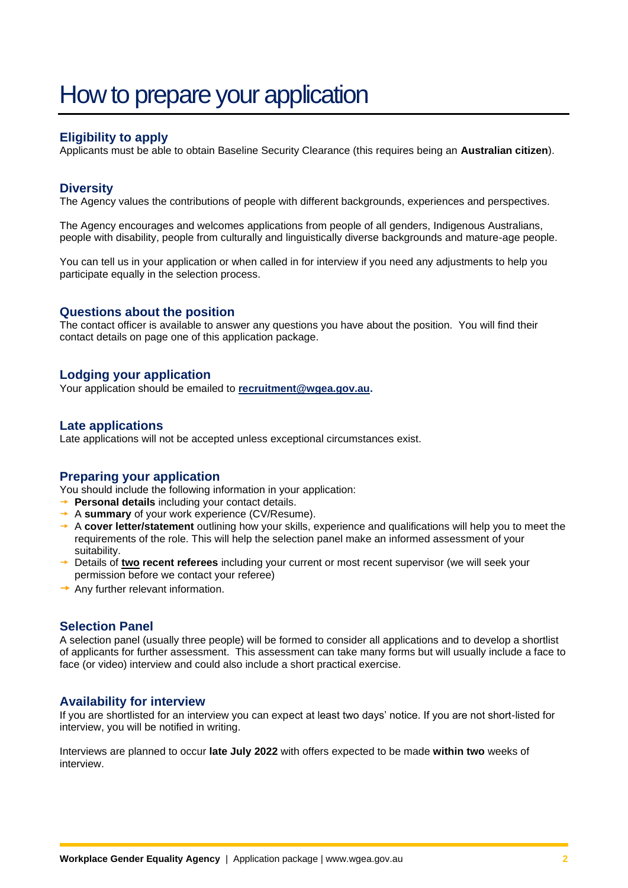# How to prepare your application

## Eligibility to apply

Applicants must be able to obtain Baseline Security Clearance (this requires being an **Australian citizen**).

## Diversity

The Agency values the contributions of people with different backgrounds, experiences and perspectives.

The Agency encourages and welcomes applications from people of all genders, Indigenous Australians, people with disability, people from culturally and linguistically diverse backgrounds and mature-age people.

You can tell us in your application or when called in for interview if you need any adjustments to help you participate equally in the selection process.

## Questions about the position

The contact officer is available to answer any questions you have about the position. You will find their contact details on page one of this application package.

## Lodging your application

Your application should be emailed to **recruitment@wgea.gov.au.**

## Late applications

Late applications will not be accepted unless exceptional circumstances exist.

## Preparing your application

You should include the following information in your application:

- **Personal details** including your contact details.
- A **summary** of your work experience (CV/Resume).
- A **cover letter/statement** outlining how your skills, experience and qualifications will help you to meet the requirements of the role. This will help the selection panel make an informed assessment of your suitability.
- Details of **two recent referees** including your current or most recent supervisor (we will seek your permission before we contact your referee)
- Any further relevant information.

## Selection Panel

A selection panel (usually three people) will be formed to consider all applications and to develop a shortlist of applicants for further assessment. This assessment can take many forms but will usually include a face to face (or video) interview and could also include a short practical exercise.

## Availability for interview

If you are shortlisted for an interview you can expect at least two days' notice. If you are not short-listed for interview, you will be notified in writing.

Interviews are planned to occur **late July 2022** with offers expected to be made **within two** weeks of interview.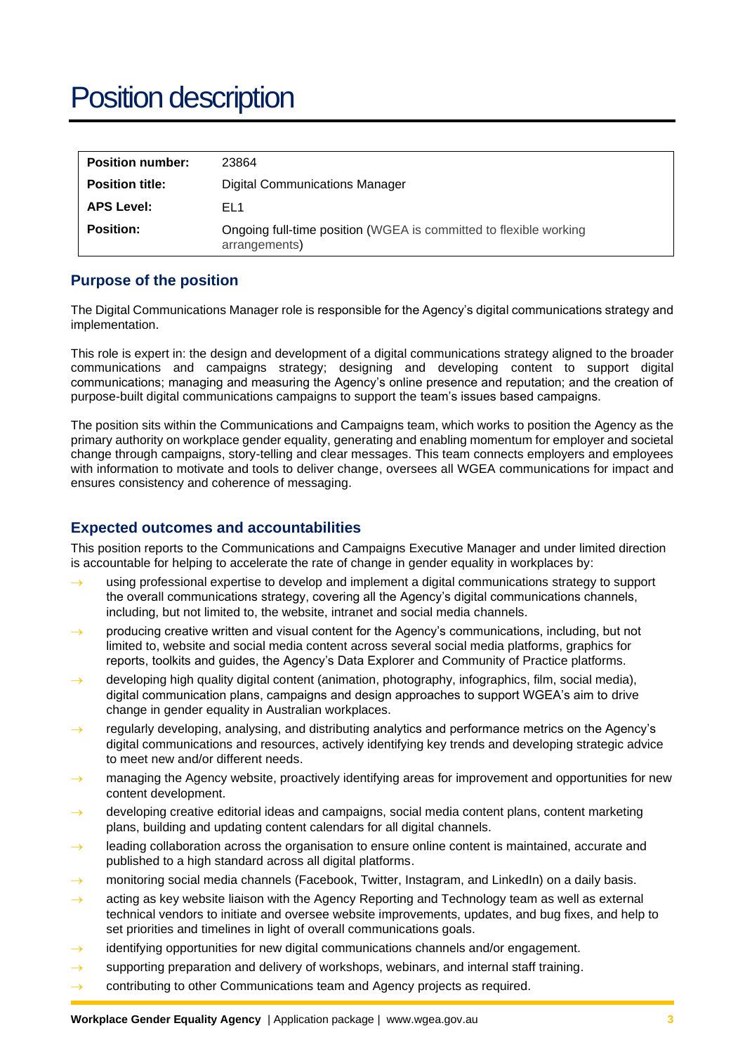# Position description

| Position number: | 23864 |
|---|---|
| **Position title:** | Digital Communications Manager |
| **APS Level:** | EL1 |
| **Position:** | Ongoing full-time position (WGEA is committed to flexible working arrangements) |

## Purpose of the position

The Digital Communications Manager role is responsible for the Agency's digital communications strategy and implementation.

This role is expert in: the design and development of a digital communications strategy aligned to the broader communications and campaigns strategy; designing and developing content to support digital communications; managing and measuring the Agency's online presence and reputation; and the creation of purpose-built digital communications campaigns to support the team's issues based campaigns.

The position sits within the Communications and Campaigns team, which works to position the Agency as the primary authority on workplace gender equality, generating and enabling momentum for employer and societal change through campaigns, story-telling and clear messages. This team connects employers and employees with information to motivate and tools to deliver change, oversees all WGEA communications for impact and ensures consistency and coherence of messaging.

## Expected outcomes and accountabilities

This position reports to the Communications and Campaigns Executive Manager and under limited direction is accountable for helping to accelerate the rate of change in gender equality in workplaces by:

- using professional expertise to develop and implement a digital communications strategy to support the overall communications strategy, covering all the Agency's digital communications channels, including, but not limited to, the website, intranet and social media channels.
- producing creative written and visual content for the Agency's communications, including, but not limited to, website and social media content across several social media platforms, graphics for reports, toolkits and guides, the Agency's Data Explorer and Community of Practice platforms.
- developing high quality digital content (animation, photography, infographics, film, social media), digital communication plans, campaigns and design approaches to support WGEA's aim to drive change in gender equality in Australian workplaces.
- regularly developing, analysing, and distributing analytics and performance metrics on the Agency's digital communications and resources, actively identifying key trends and developing strategic advice to meet new and/or different needs.
- managing the Agency website, proactively identifying areas for improvement and opportunities for new content development.
- developing creative editorial ideas and campaigns, social media content plans, content marketing plans, building and updating content calendars for all digital channels.
- leading collaboration across the organisation to ensure online content is maintained, accurate and published to a high standard across all digital platforms.
- monitoring social media channels (Facebook, Twitter, Instagram, and LinkedIn) on a daily basis.
- acting as key website liaison with the Agency Reporting and Technology team as well as external technical vendors to initiate and oversee website improvements, updates, and bug fixes, and help to set priorities and timelines in light of overall communications goals.
- identifying opportunities for new digital communications channels and/or engagement.
- supporting preparation and delivery of workshops, webinars, and internal staff training.
- contributing to other Communications team and Agency projects as required.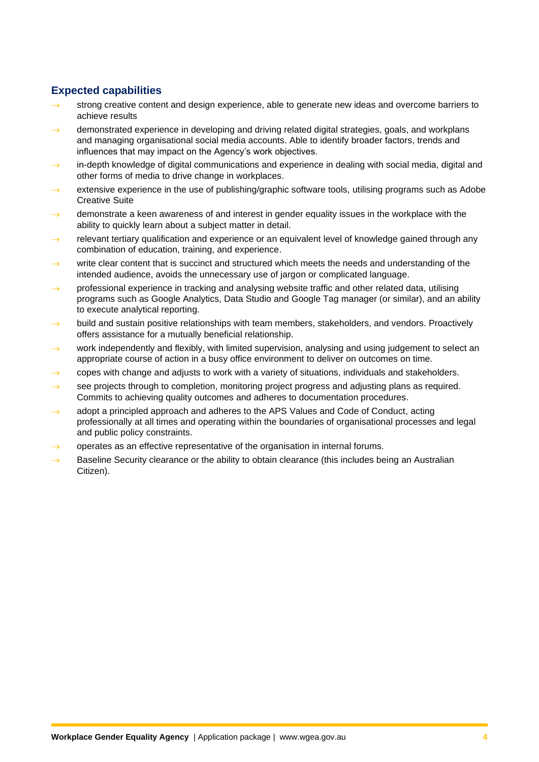## Expected capabilities

- strong creative content and design experience, able to generate new ideas and overcome barriers to achieve results
- demonstrated experience in developing and driving related digital strategies, goals, and workplans and managing organisational social media accounts. Able to identify broader factors, trends and influences that may impact on the Agency's work objectives.
- in-depth knowledge of digital communications and experience in dealing with social media, digital and other forms of media to drive change in workplaces.
- extensive experience in the use of publishing/graphic software tools, utilising programs such as Adobe Creative Suite
- demonstrate a keen awareness of and interest in gender equality issues in the workplace with the ability to quickly learn about a subject matter in detail.
- relevant tertiary qualification and experience or an equivalent level of knowledge gained through any combination of education, training, and experience.
- write clear content that is succinct and structured which meets the needs and understanding of the intended audience, avoids the unnecessary use of jargon or complicated language.
- professional experience in tracking and analysing website traffic and other related data, utilising programs such as Google Analytics, Data Studio and Google Tag manager (or similar), and an ability to execute analytical reporting.
- build and sustain positive relationships with team members, stakeholders, and vendors. Proactively offers assistance for a mutually beneficial relationship.
- work independently and flexibly, with limited supervision, analysing and using judgement to select an appropriate course of action in a busy office environment to deliver on outcomes on time.
- copes with change and adjusts to work with a variety of situations, individuals and stakeholders.
- see projects through to completion, monitoring project progress and adjusting plans as required. Commits to achieving quality outcomes and adheres to documentation procedures.
- adopt a principled approach and adheres to the APS Values and Code of Conduct, acting professionally at all times and operating within the boundaries of organisational processes and legal and public policy constraints.
- operates as an effective representative of the organisation in internal forums.
- Baseline Security clearance or the ability to obtain clearance (this includes being an Australian Citizen).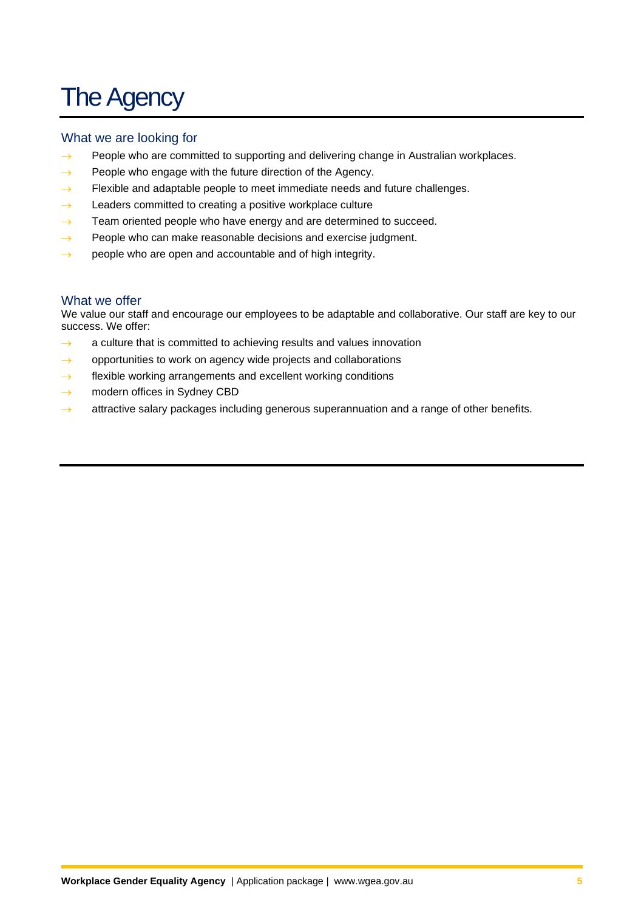# The Agency

## What we are looking for

- People who are committed to supporting and delivering change in Australian workplaces.
- People who engage with the future direction of the Agency.
- Flexible and adaptable people to meet immediate needs and future challenges.
- Leaders committed to creating a positive workplace culture
- Team oriented people who have energy and are determined to succeed.
- People who can make reasonable decisions and exercise judgment.
- people who are open and accountable and of high integrity.

## What we offer

We value our staff and encourage our employees to be adaptable and collaborative. Our staff are key to our success. We offer:

- a culture that is committed to achieving results and values innovation
- opportunities to work on agency wide projects and collaborations
- flexible working arrangements and excellent working conditions
- modern offices in Sydney CBD
- attractive salary packages including generous superannuation and a range of other benefits.